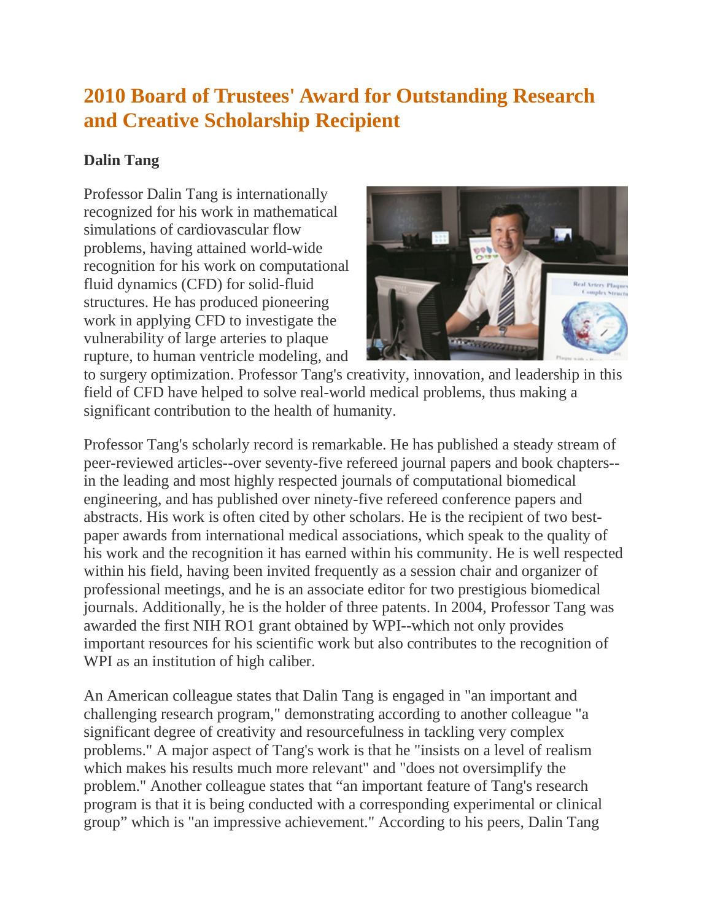# 2010 Board of Trustees' Award for Outstanding Research and Creative Scholarship Recipient

**Dalin Tang**

Professor Dalin Tang is internationally recognized for his work in mathematical simulations of cardiovascular flow problems, having attained world-wide recognition for his work on computational fluid dynamics (CFD) for solid-fluid structures. He has produced pioneering work in applying CFD to investigate the vulnerability of large arteries to plaque rupture, to human ventricle modeling, and to surgery optimization. Professor Tang's creativity, innovation, and leadership in this field of CFD have helped to solve real-world medical problems, thus making a significant contribution to the health of humanity.

Professor Tang's scholarly record is remarkable. He has published a steady stream of peer-reviewed articles--over seventy-five refereed journal papers and book chapters--in the leading and most highly respected journals of computational biomedical engineering, and has published over ninety-five refereed conference papers and abstracts. His work is often cited by other scholars. He is the recipient of two best-paper awards from international medical associations, which speak to the quality of his work and the recognition it has earned within his community. He is well respected within his field, having been invited frequently as a session chair and organizer of professional meetings, and he is an associate editor for two prestigious biomedical journals. Additionally, he is the holder of three patents. In 2004, Professor Tang was awarded the first NIH RO1 grant obtained by WPI--which not only provides important resources for his scientific work but also contributes to the recognition of WPI as an institution of high caliber.

An American colleague states that Dalin Tang is engaged in "an important and challenging research program," demonstrating according to another colleague "a significant degree of creativity and resourcefulness in tackling very complex problems." A major aspect of Tang's work is that he "insists on a level of realism which makes his results much more relevant" and "does not oversimplify the problem." Another colleague states that “an important feature of Tang's research program is that it is being conducted with a corresponding experimental or clinical group” which is "an impressive achievement." According to his peers, Dalin Tang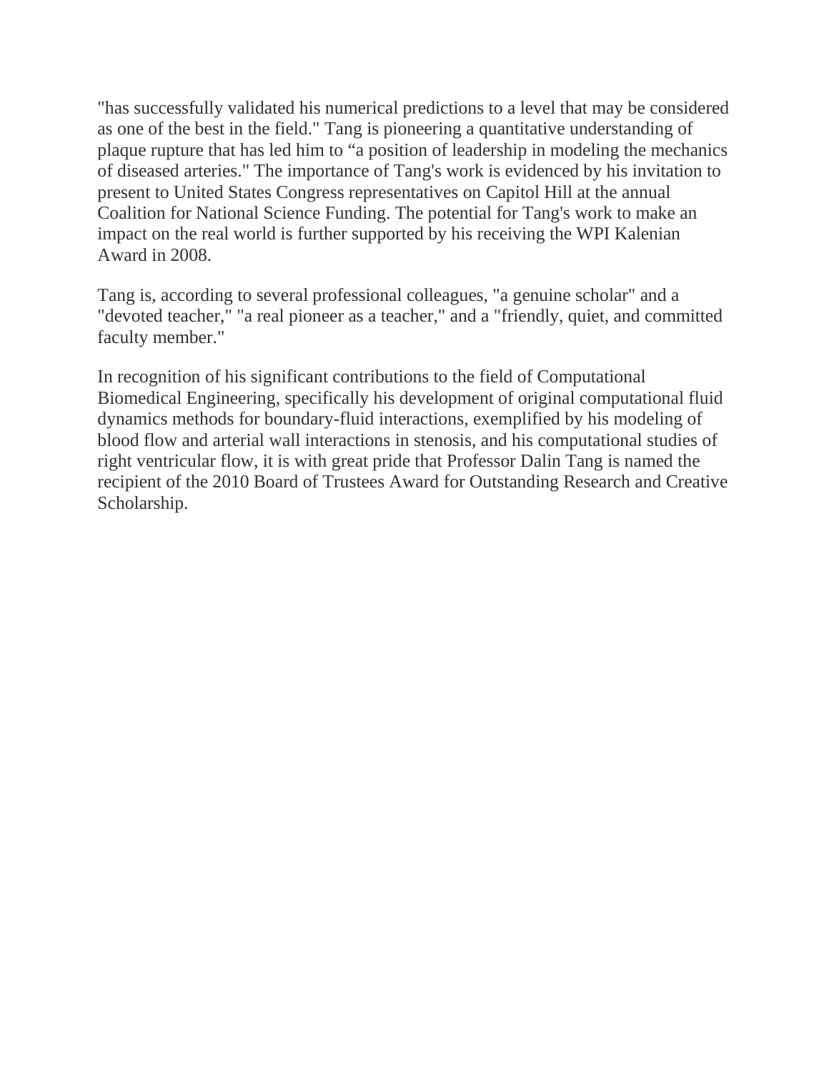"has successfully validated his numerical predictions to a level that may be considered as one of the best in the field." Tang is pioneering a quantitative understanding of plaque rupture that has led him to "a position of leadership in modeling the mechanics of diseased arteries." The importance of Tang's work is evidenced by his invitation to present to United States Congress representatives on Capitol Hill at the annual Coalition for National Science Funding. The potential for Tang's work to make an impact on the real world is further supported by his receiving the WPI Kalenian Award in 2008.

Tang is, according to several professional colleagues, "a genuine scholar" and a "devoted teacher," "a real pioneer as a teacher," and a "friendly, quiet, and committed faculty member."

In recognition of his significant contributions to the field of Computational Biomedical Engineering, specifically his development of original computational fluid dynamics methods for boundary-fluid interactions, exemplified by his modeling of blood flow and arterial wall interactions in stenosis, and his computational studies of right ventricular flow, it is with great pride that Professor Dalin Tang is named the recipient of the 2010 Board of Trustees Award for Outstanding Research and Creative Scholarship.